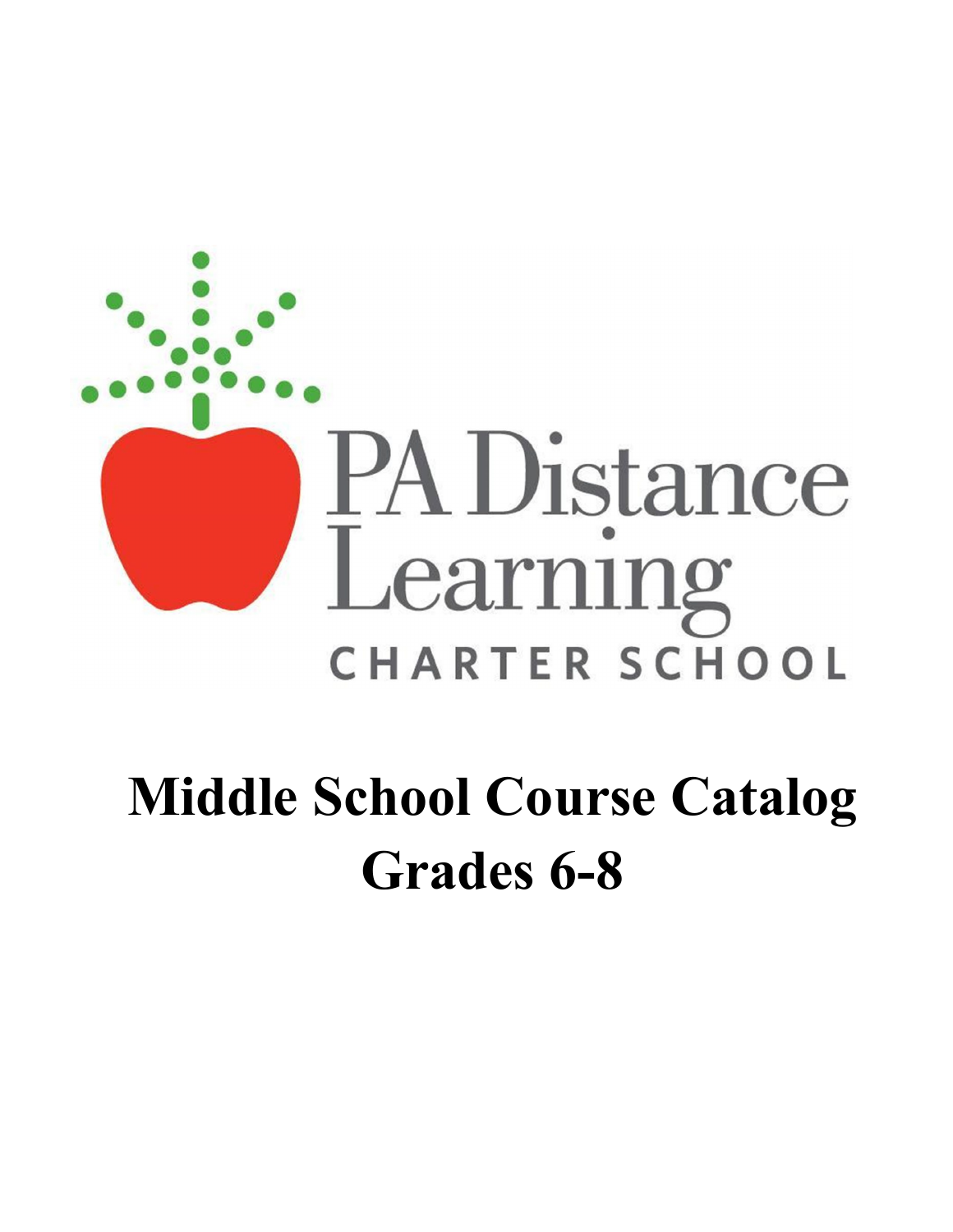PA Distance Learning

CHARTER SCHOOL

# Middle School Course Catalog
# Grades 6-8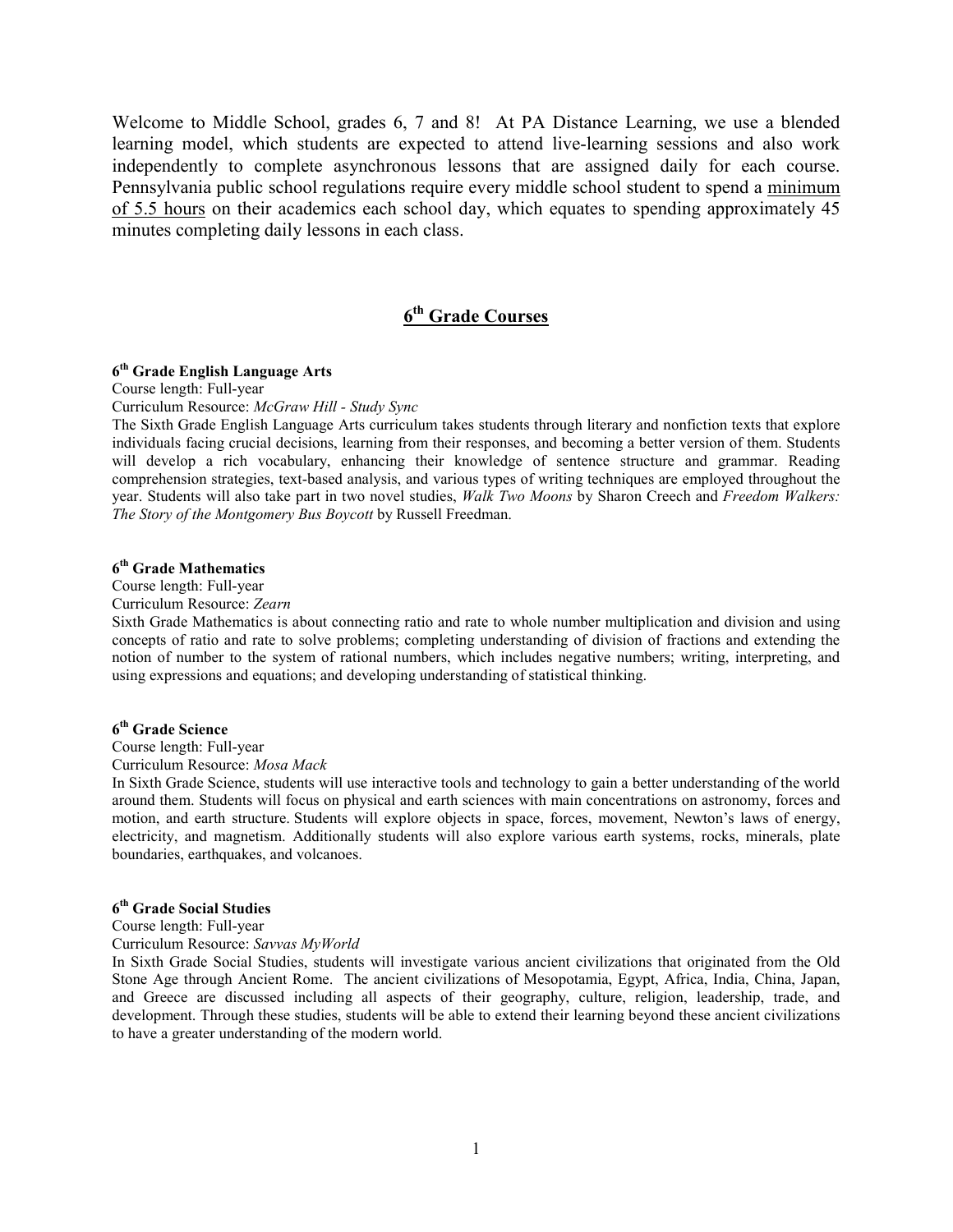Welcome to Middle School, grades 6, 7 and 8! At PA Distance Learning, we use a blended learning model, which students are expected to attend live-learning sessions and also work independently to complete asynchronous lessons that are assigned daily for each course. Pennsylvania public school regulations require every middle school student to spend a minimum of 5.5 hours on their academics each school day, which equates to spending approximately 45 minutes completing daily lessons in each class.

## 6th Grade Courses

### 6th Grade English Language Arts

Course length: Full-year

Curriculum Resource: *McGraw Hill - Study Sync*

The Sixth Grade English Language Arts curriculum takes students through literary and nonfiction texts that explore individuals facing crucial decisions, learning from their responses, and becoming a better version of them. Students will develop a rich vocabulary, enhancing their knowledge of sentence structure and grammar. Reading comprehension strategies, text-based analysis, and various types of writing techniques are employed throughout the year. Students will also take part in two novel studies, *Walk Two Moons* by Sharon Creech and *Freedom Walkers: The Story of the Montgomery Bus Boycott* by Russell Freedman.

### 6th Grade Mathematics

Course length: Full-year

Curriculum Resource: *Zearn*

Sixth Grade Mathematics is about connecting ratio and rate to whole number multiplication and division and using concepts of ratio and rate to solve problems; completing understanding of division of fractions and extending the notion of number to the system of rational numbers, which includes negative numbers; writing, interpreting, and using expressions and equations; and developing understanding of statistical thinking.

### 6th Grade Science

Course length: Full-year

Curriculum Resource: *Mosa Mack*

In Sixth Grade Science, students will use interactive tools and technology to gain a better understanding of the world around them. Students will focus on physical and earth sciences with main concentrations on astronomy, forces and motion, and earth structure. Students will explore objects in space, forces, movement, Newton's laws of energy, electricity, and magnetism. Additionally students will also explore various earth systems, rocks, minerals, plate boundaries, earthquakes, and volcanoes.

### 6th Grade Social Studies

Course length: Full-year

Curriculum Resource: *Savvas MyWorld*

In Sixth Grade Social Studies, students will investigate various ancient civilizations that originated from the Old Stone Age through Ancient Rome. The ancient civilizations of Mesopotamia, Egypt, Africa, India, China, Japan, and Greece are discussed including all aspects of their geography, culture, religion, leadership, trade, and development. Through these studies, students will be able to extend their learning beyond these ancient civilizations to have a greater understanding of the modern world.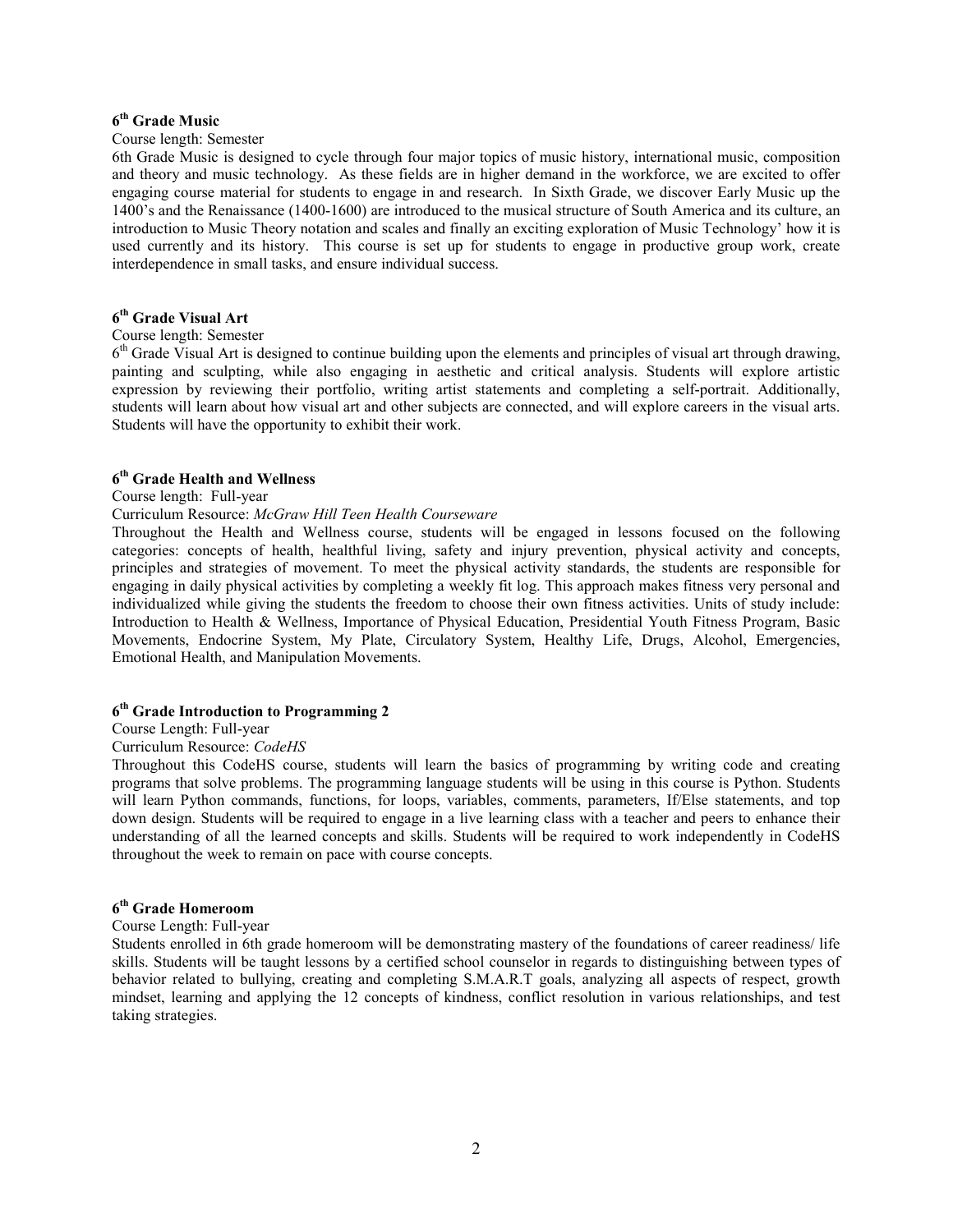### 6th Grade Music

Course length: Semester

6th Grade Music is designed to cycle through four major topics of music history, international music, composition and theory and music technology. As these fields are in higher demand in the workforce, we are excited to offer engaging course material for students to engage in and research. In Sixth Grade, we discover Early Music up the 1400's and the Renaissance (1400-1600) are introduced to the musical structure of South America and its culture, an introduction to Music Theory notation and scales and finally an exciting exploration of Music Technology' how it is used currently and its history. This course is set up for students to engage in productive group work, create interdependence in small tasks, and ensure individual success.

### 6th Grade Visual Art

Course length: Semester

6th Grade Visual Art is designed to continue building upon the elements and principles of visual art through drawing, painting and sculpting, while also engaging in aesthetic and critical analysis. Students will explore artistic expression by reviewing their portfolio, writing artist statements and completing a self-portrait. Additionally, students will learn about how visual art and other subjects are connected, and will explore careers in the visual arts. Students will have the opportunity to exhibit their work.

### 6th Grade Health and Wellness

Course length: Full-year

Curriculum Resource: *McGraw Hill Teen Health Courseware*

Throughout the Health and Wellness course, students will be engaged in lessons focused on the following categories: concepts of health, healthful living, safety and injury prevention, physical activity and concepts, principles and strategies of movement. To meet the physical activity standards, the students are responsible for engaging in daily physical activities by completing a weekly fit log. This approach makes fitness very personal and individualized while giving the students the freedom to choose their own fitness activities. Units of study include: Introduction to Health & Wellness, Importance of Physical Education, Presidential Youth Fitness Program, Basic Movements, Endocrine System, My Plate, Circulatory System, Healthy Life, Drugs, Alcohol, Emergencies, Emotional Health, and Manipulation Movements.

### 6th Grade Introduction to Programming 2

Course Length: Full-year

Curriculum Resource: *CodeHS*

Throughout this CodeHS course, students will learn the basics of programming by writing code and creating programs that solve problems. The programming language students will be using in this course is Python. Students will learn Python commands, functions, for loops, variables, comments, parameters, If/Else statements, and top down design. Students will be required to engage in a live learning class with a teacher and peers to enhance their understanding of all the learned concepts and skills. Students will be required to work independently in CodeHS throughout the week to remain on pace with course concepts.

### 6th Grade Homeroom

Course Length: Full-year

Students enrolled in 6th grade homeroom will be demonstrating mastery of the foundations of career readiness/ life skills. Students will be taught lessons by a certified school counselor in regards to distinguishing between types of behavior related to bullying, creating and completing S.M.A.R.T goals, analyzing all aspects of respect, growth mindset, learning and applying the 12 concepts of kindness, conflict resolution in various relationships, and test taking strategies.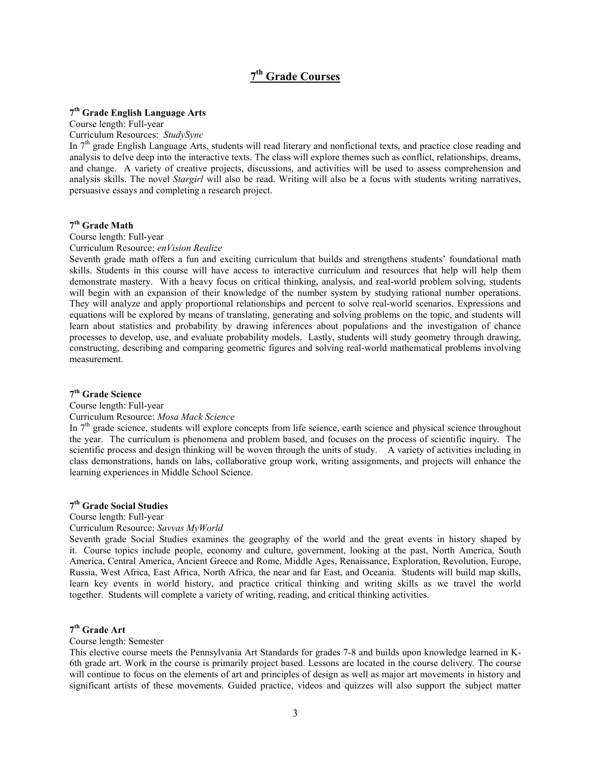# 7th Grade Courses

### 7th Grade English Language Arts

Course length: Full-year

Curriculum Resources: *StudySync*

In 7th grade English Language Arts, students will read literary and nonfictional texts, and practice close reading and analysis to delve deep into the interactive texts. The class will explore themes such as conflict, relationships, dreams, and change. A variety of creative projects, discussions, and activities will be used to assess comprehension and analysis skills. The novel *Stargirl* will also be read. Writing will also be a focus with students writing narratives, persuasive essays and completing a research project.

### 7th Grade Math

Course length: Full-year

Curriculum Resource: *enVision Realize*

Seventh grade math offers a fun and exciting curriculum that builds and strengthens students' foundational math skills. Students in this course will have access to interactive curriculum and resources that help will help them demonstrate mastery. With a heavy focus on critical thinking, analysis, and real-world problem solving, students will begin with an expansion of their knowledge of the number system by studying rational number operations. They will analyze and apply proportional relationships and percent to solve real-world scenarios. Expressions and equations will be explored by means of translating, generating and solving problems on the topic, and students will learn about statistics and probability by drawing inferences about populations and the investigation of chance processes to develop, use, and evaluate probability models. Lastly, students will study geometry through drawing, constructing, describing and comparing geometric figures and solving real-world mathematical problems involving measurement.

### 7th Grade Science

Course length: Full-year

Curriculum Resource: *Mosa Mack Science*

In 7th grade science, students will explore concepts from life science, earth science and physical science throughout the year. The curriculum is phenomena and problem based, and focuses on the process of scientific inquiry. The scientific process and design thinking will be woven through the units of study. A variety of activities including in class demonstrations, hands on labs, collaborative group work, writing assignments, and projects will enhance the learning experiences in Middle School Science.

### 7th Grade Social Studies

Course length: Full-year

Curriculum Resource: *Savvas MyWorld*

Seventh grade Social Studies examines the geography of the world and the great events in history shaped by it. Course topics include people, economy and culture, government, looking at the past, North America, South America, Central America, Ancient Greece and Rome, Middle Ages, Renaissance, Exploration, Revolution, Europe, Russia, West Africa, East Africa, North Africa, the near and far East, and Oceania. Students will build map skills, learn key events in world history, and practice critical thinking and writing skills as we travel the world together. Students will complete a variety of writing, reading, and critical thinking activities.

### 7th Grade Art

Course length: Semester

This elective course meets the Pennsylvania Art Standards for grades 7-8 and builds upon knowledge learned in K-6th grade art. Work in the course is primarily project based. Lessons are located in the course delivery. The course will continue to focus on the elements of art and principles of design as well as major art movements in history and significant artists of these movements. Guided practice, videos and quizzes will also support the subject matter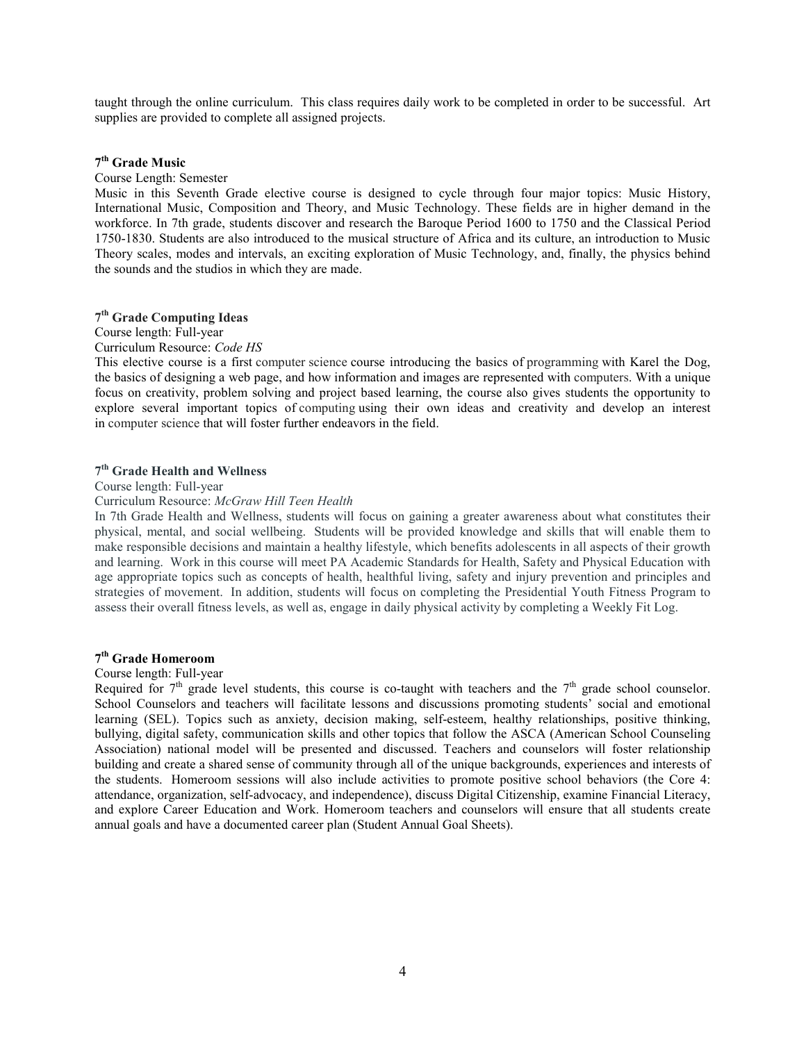taught through the online curriculum. This class requires daily work to be completed in order to be successful. Art supplies are provided to complete all assigned projects.

### 7th Grade Music

Course Length: Semester

Music in this Seventh Grade elective course is designed to cycle through four major topics: Music History, International Music, Composition and Theory, and Music Technology. These fields are in higher demand in the workforce. In 7th grade, students discover and research the Baroque Period 1600 to 1750 and the Classical Period 1750-1830. Students are also introduced to the musical structure of Africa and its culture, an introduction to Music Theory scales, modes and intervals, an exciting exploration of Music Technology, and, finally, the physics behind the sounds and the studios in which they are made.

### 7th Grade Computing Ideas

Course length: Full-year

Curriculum Resource: *Code HS*

This elective course is a first computer science course introducing the basics of programming with Karel the Dog, the basics of designing a web page, and how information and images are represented with computers. With a unique focus on creativity, problem solving and project based learning, the course also gives students the opportunity to explore several important topics of computing using their own ideas and creativity and develop an interest in computer science that will foster further endeavors in the field.

### 7th Grade Health and Wellness

Course length: Full-year

Curriculum Resource: *McGraw Hill Teen Health*

In 7th Grade Health and Wellness, students will focus on gaining a greater awareness about what constitutes their physical, mental, and social wellbeing. Students will be provided knowledge and skills that will enable them to make responsible decisions and maintain a healthy lifestyle, which benefits adolescents in all aspects of their growth and learning. Work in this course will meet PA Academic Standards for Health, Safety and Physical Education with age appropriate topics such as concepts of health, healthful living, safety and injury prevention and principles and strategies of movement. In addition, students will focus on completing the Presidential Youth Fitness Program to assess their overall fitness levels, as well as, engage in daily physical activity by completing a Weekly Fit Log.

### 7th Grade Homeroom

Course length: Full-year

Required for 7th grade level students, this course is co-taught with teachers and the 7th grade school counselor. School Counselors and teachers will facilitate lessons and discussions promoting students' social and emotional learning (SEL). Topics such as anxiety, decision making, self-esteem, healthy relationships, positive thinking, bullying, digital safety, communication skills and other topics that follow the ASCA (American School Counseling Association) national model will be presented and discussed. Teachers and counselors will foster relationship building and create a shared sense of community through all of the unique backgrounds, experiences and interests of the students. Homeroom sessions will also include activities to promote positive school behaviors (the Core 4: attendance, organization, self-advocacy, and independence), discuss Digital Citizenship, examine Financial Literacy, and explore Career Education and Work. Homeroom teachers and counselors will ensure that all students create annual goals and have a documented career plan (Student Annual Goal Sheets).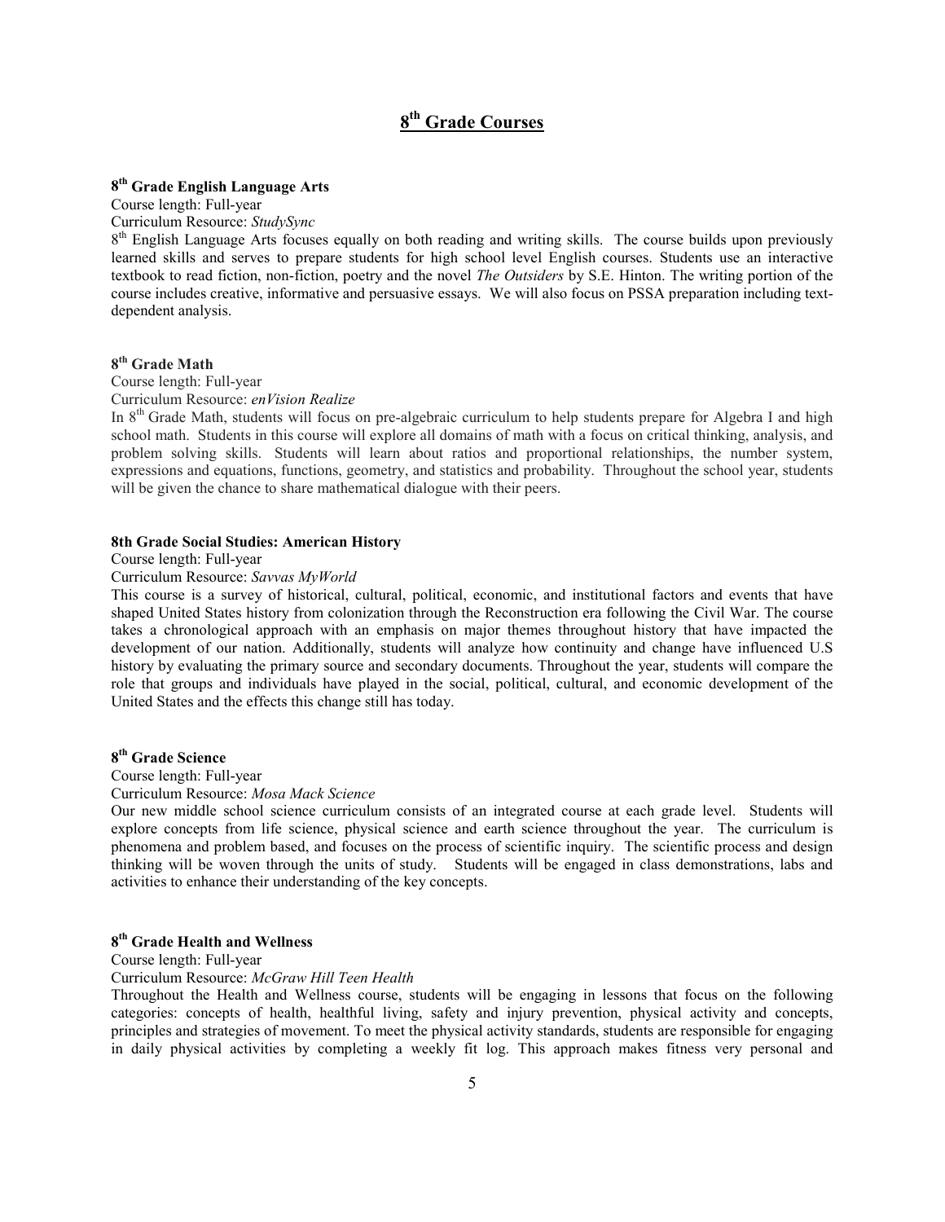# 8th Grade Courses

### 8th Grade English Language Arts

Course length: Full-year

Curriculum Resource: *StudySync*

8th English Language Arts focuses equally on both reading and writing skills. The course builds upon previously learned skills and serves to prepare students for high school level English courses. Students use an interactive textbook to read fiction, non-fiction, poetry and the novel *The Outsiders* by S.E. Hinton. The writing portion of the course includes creative, informative and persuasive essays. We will also focus on PSSA preparation including text-dependent analysis.

### 8th Grade Math

Course length: Full-year

Curriculum Resource: *enVision Realize*

In 8th Grade Math, students will focus on pre-algebraic curriculum to help students prepare for Algebra I and high school math. Students in this course will explore all domains of math with a focus on critical thinking, analysis, and problem solving skills. Students will learn about ratios and proportional relationships, the number system, expressions and equations, functions, geometry, and statistics and probability. Throughout the school year, students will be given the chance to share mathematical dialogue with their peers.

### 8th Grade Social Studies: American History

Course length: Full-year

Curriculum Resource: *Savvas MyWorld*

This course is a survey of historical, cultural, political, economic, and institutional factors and events that have shaped United States history from colonization through the Reconstruction era following the Civil War. The course takes a chronological approach with an emphasis on major themes throughout history that have impacted the development of our nation. Additionally, students will analyze how continuity and change have influenced U.S history by evaluating the primary source and secondary documents. Throughout the year, students will compare the role that groups and individuals have played in the social, political, cultural, and economic development of the United States and the effects this change still has today.

### 8th Grade Science

Course length: Full-year

Curriculum Resource: *Mosa Mack Science*

Our new middle school science curriculum consists of an integrated course at each grade level. Students will explore concepts from life science, physical science and earth science throughout the year. The curriculum is phenomena and problem based, and focuses on the process of scientific inquiry. The scientific process and design thinking will be woven through the units of study. Students will be engaged in class demonstrations, labs and activities to enhance their understanding of the key concepts.

### 8th Grade Health and Wellness

Course length: Full-year

Curriculum Resource: *McGraw Hill Teen Health*

Throughout the Health and Wellness course, students will be engaging in lessons that focus on the following categories: concepts of health, healthful living, safety and injury prevention, physical activity and concepts, principles and strategies of movement. To meet the physical activity standards, students are responsible for engaging in daily physical activities by completing a weekly fit log. This approach makes fitness very personal and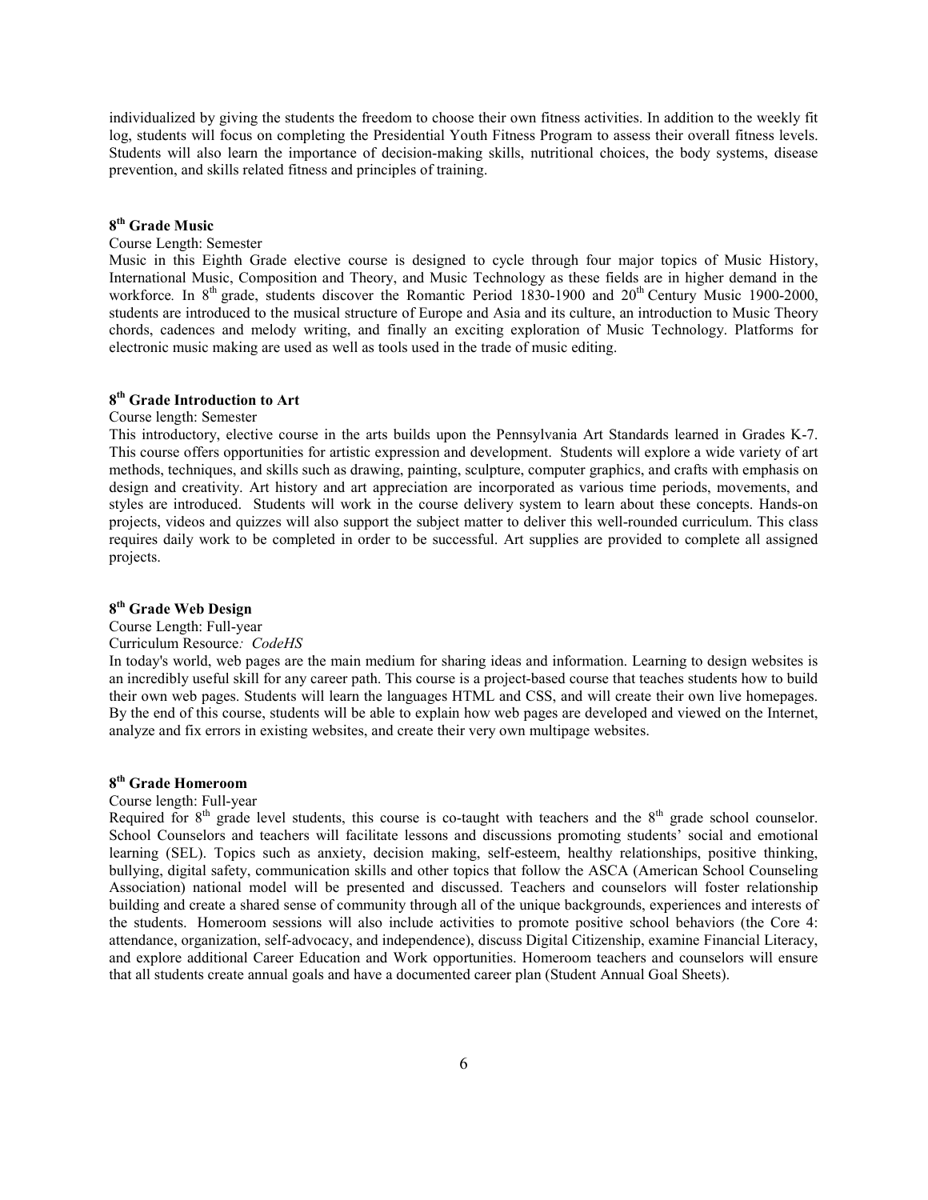individualized by giving the students the freedom to choose their own fitness activities. In addition to the weekly fit log, students will focus on completing the Presidential Youth Fitness Program to assess their overall fitness levels. Students will also learn the importance of decision-making skills, nutritional choices, the body systems, disease prevention, and skills related fitness and principles of training.

### 8th Grade Music

Course Length: Semester

Music in this Eighth Grade elective course is designed to cycle through four major topics of Music History, International Music, Composition and Theory, and Music Technology as these fields are in higher demand in the workforce. In 8th grade, students discover the Romantic Period 1830-1900 and 20th Century Music 1900-2000, students are introduced to the musical structure of Europe and Asia and its culture, an introduction to Music Theory chords, cadences and melody writing, and finally an exciting exploration of Music Technology. Platforms for electronic music making are used as well as tools used in the trade of music editing.

### 8th Grade Introduction to Art

Course length: Semester

This introductory, elective course in the arts builds upon the Pennsylvania Art Standards learned in Grades K-7. This course offers opportunities for artistic expression and development. Students will explore a wide variety of art methods, techniques, and skills such as drawing, painting, sculpture, computer graphics, and crafts with emphasis on design and creativity. Art history and art appreciation are incorporated as various time periods, movements, and styles are introduced. Students will work in the course delivery system to learn about these concepts. Hands-on projects, videos and quizzes will also support the subject matter to deliver this well-rounded curriculum. This class requires daily work to be completed in order to be successful. Art supplies are provided to complete all assigned projects.

### 8th Grade Web Design

Course Length: Full-year

Curriculum Resource*: CodeHS*

In today's world, web pages are the main medium for sharing ideas and information. Learning to design websites is an incredibly useful skill for any career path. This course is a project-based course that teaches students how to build their own web pages. Students will learn the languages HTML and CSS, and will create their own live homepages. By the end of this course, students will be able to explain how web pages are developed and viewed on the Internet, analyze and fix errors in existing websites, and create their very own multipage websites.

### 8th Grade Homeroom

Course length: Full-year

Required for 8th grade level students, this course is co-taught with teachers and the 8th grade school counselor. School Counselors and teachers will facilitate lessons and discussions promoting students' social and emotional learning (SEL). Topics such as anxiety, decision making, self-esteem, healthy relationships, positive thinking, bullying, digital safety, communication skills and other topics that follow the ASCA (American School Counseling Association) national model will be presented and discussed. Teachers and counselors will foster relationship building and create a shared sense of community through all of the unique backgrounds, experiences and interests of the students. Homeroom sessions will also include activities to promote positive school behaviors (the Core 4: attendance, organization, self-advocacy, and independence), discuss Digital Citizenship, examine Financial Literacy, and explore additional Career Education and Work opportunities. Homeroom teachers and counselors will ensure that all students create annual goals and have a documented career plan (Student Annual Goal Sheets).